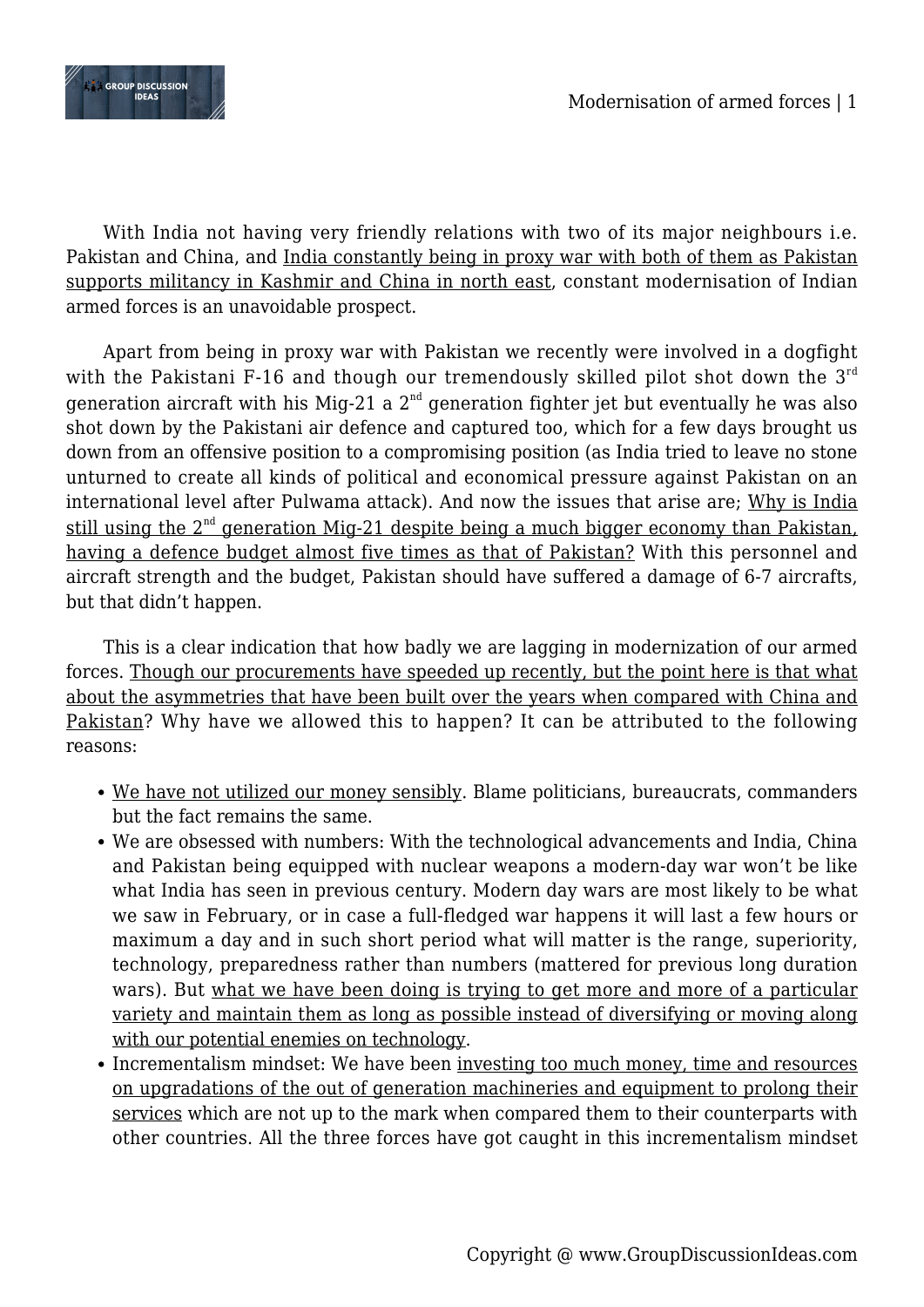With India not having very friendly relations with two of its major neighbours i.e. Pakistan and China, and India constantly being in proxy war with both of them as Pakistan supports militancy in Kashmir and China in north east, constant modernisation of Indian armed forces is an unavoidable prospect.

Apart from being in proxy war with Pakistan we recently were involved in a dogfight with the Pakistani F-16 and though our tremendously skilled pilot shot down the 3rd generation aircraft with his Mig-21 a 2nd generation fighter jet but eventually he was also shot down by the Pakistani air defence and captured too, which for a few days brought us down from an offensive position to a compromising position (as India tried to leave no stone unturned to create all kinds of political and economical pressure against Pakistan on an international level after Pulwama attack). And now the issues that arise are; Why is India still using the 2nd generation Mig-21 despite being a much bigger economy than Pakistan, having a defence budget almost five times as that of Pakistan? With this personnel and aircraft strength and the budget, Pakistan should have suffered a damage of 6-7 aircrafts, but that didn't happen.

This is a clear indication that how badly we are lagging in modernization of our armed forces. Though our procurements have speeded up recently, but the point here is that what about the asymmetries that have been built over the years when compared with China and Pakistan? Why have we allowed this to happen? It can be attributed to the following reasons:

- We have not utilized our money sensibly. Blame politicians, bureaucrats, commanders but the fact remains the same.
- We are obsessed with numbers: With the technological advancements and India, China and Pakistan being equipped with nuclear weapons a modern-day war won't be like what India has seen in previous century. Modern day wars are most likely to be what we saw in February, or in case a full-fledged war happens it will last a few hours or maximum a day and in such short period what will matter is the range, superiority, technology, preparedness rather than numbers (mattered for previous long duration wars). But what we have been doing is trying to get more and more of a particular variety and maintain them as long as possible instead of diversifying or moving along with our potential enemies on technology.
- Incrementalism mindset: We have been investing too much money, time and resources on upgradations of the out of generation machineries and equipment to prolong their services which are not up to the mark when compared them to their counterparts with other countries. All the three forces have got caught in this incrementalism mindset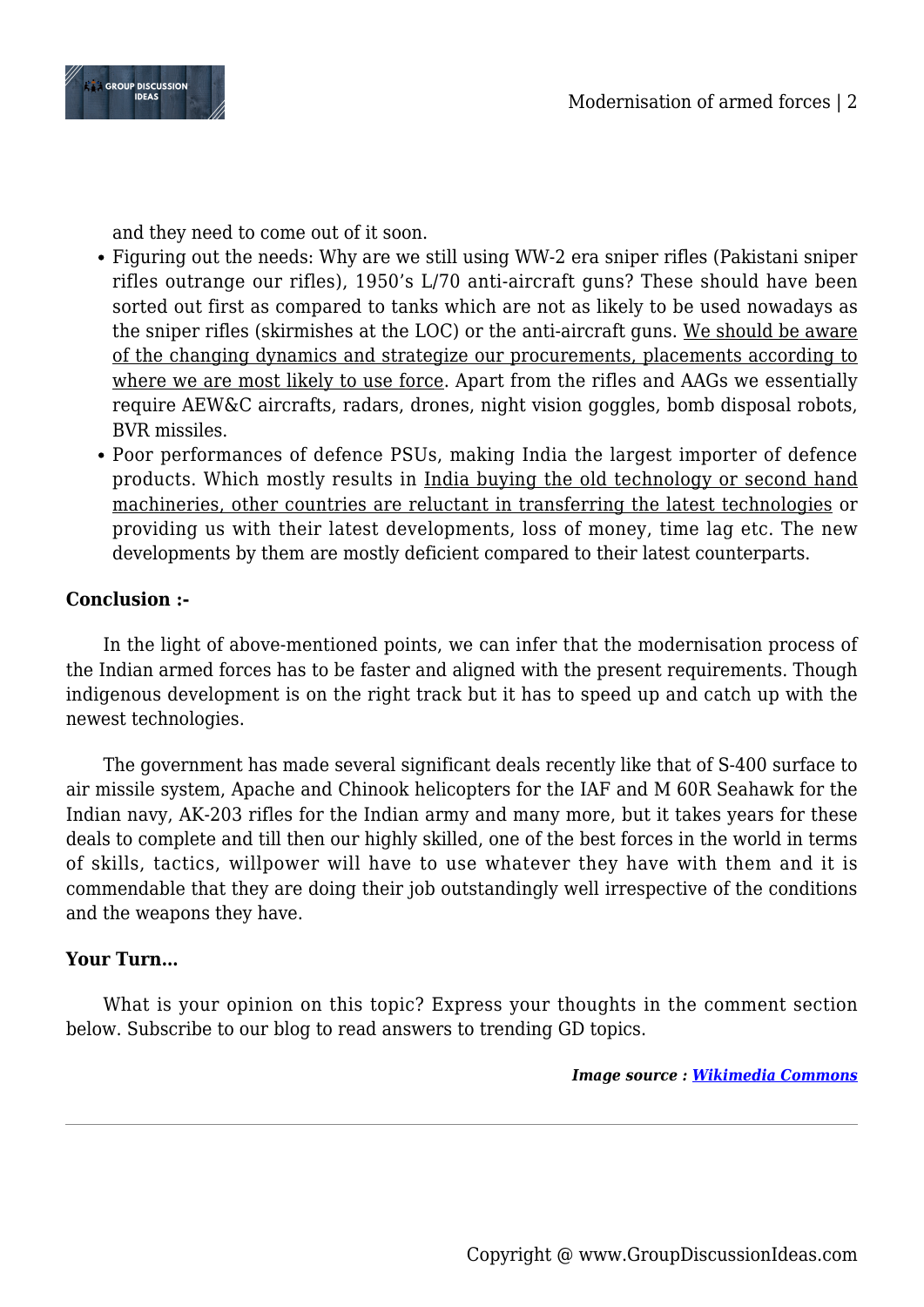and they need to come out of it soon.

- Figuring out the needs: Why are we still using WW-2 era sniper rifles (Pakistani sniper rifles outrange our rifles), 1950's L/70 anti-aircraft guns? These should have been sorted out first as compared to tanks which are not as likely to be used nowadays as the sniper rifles (skirmishes at the LOC) or the anti-aircraft guns. <u>We should be aware of the changing dynamics and strategize our procurements, placements according to where we are most likely to use force</u>. Apart from the rifles and AAGs we essentially require AEW&C aircrafts, radars, drones, night vision goggles, bomb disposal robots, BVR missiles.
- Poor performances of defence PSUs, making India the largest importer of defence products. Which mostly results in <u>India buying the old technology or second hand machineries, other countries are reluctant in transferring the latest technologies</u> or providing us with their latest developments, loss of money, time lag etc. The new developments by them are mostly deficient compared to their latest counterparts.

**Conclusion :-**

In the light of above-mentioned points, we can infer that the modernisation process of the Indian armed forces has to be faster and aligned with the present requirements. Though indigenous development is on the right track but it has to speed up and catch up with the newest technologies.

The government has made several significant deals recently like that of S-400 surface to air missile system, Apache and Chinook helicopters for the IAF and M 60R Seahawk for the Indian navy, AK-203 rifles for the Indian army and many more, but it takes years for these deals to complete and till then our highly skilled, one of the best forces in the world in terms of skills, tactics, willpower will have to use whatever they have with them and it is commendable that they are doing their job outstandingly well irrespective of the conditions and the weapons they have.

**Your Turn…**

What is your opinion on this topic? Express your thoughts in the comment section below. Subscribe to our blog to read answers to trending GD topics.

***Image source : [Wikimedia Commons]()***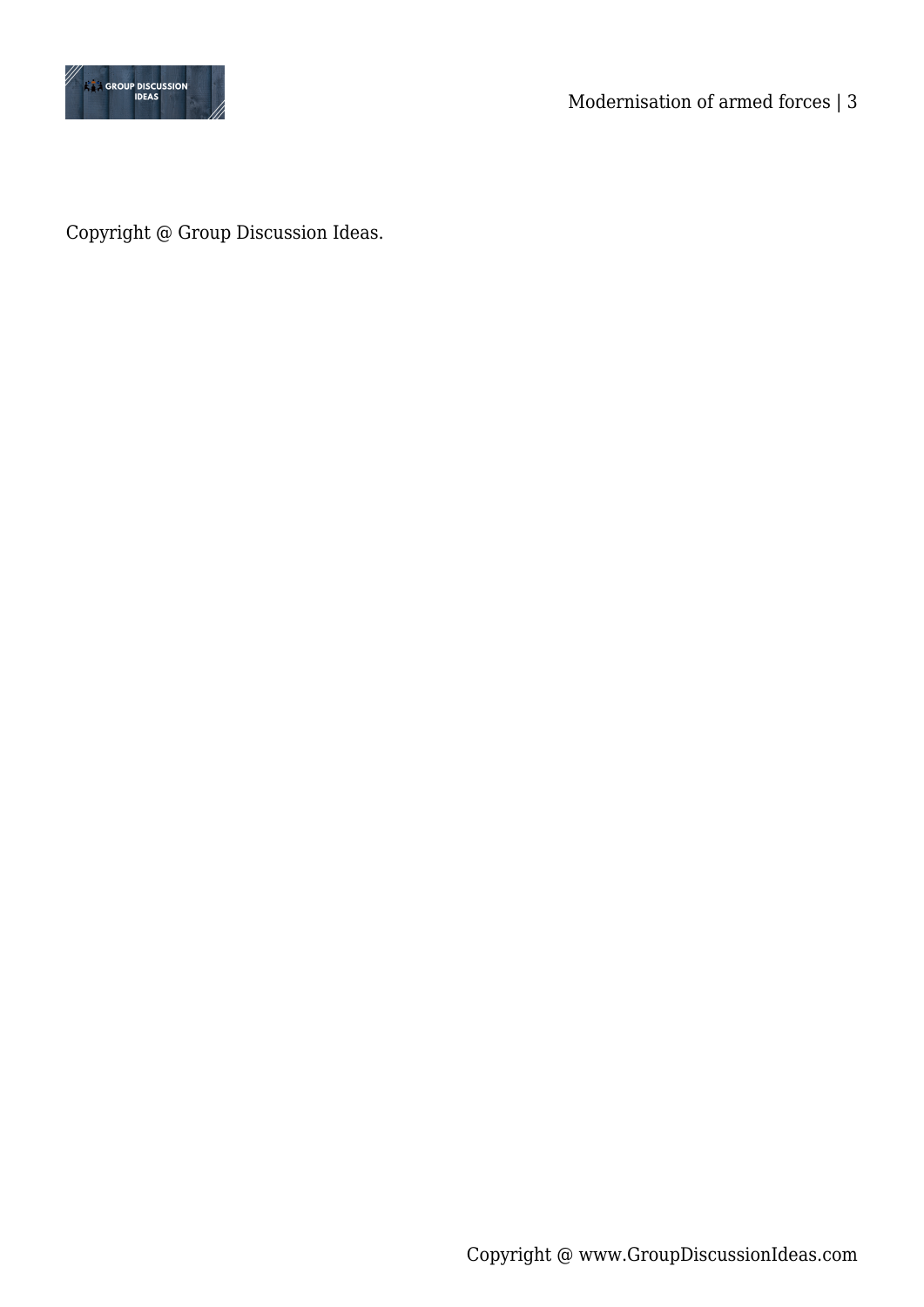Copyright @ Group Discussion Ideas.